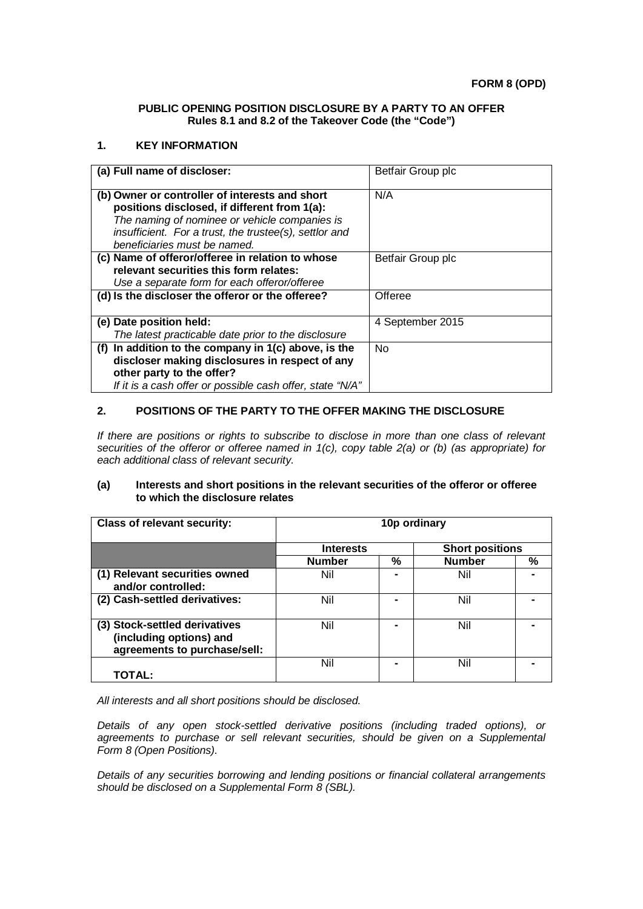**FORM 8 (OPD)**

**PUBLIC OPENING POSITION DISCLOSURE BY A PARTY TO AN OFFER**
**Rules 8.1 and 8.2 of the Takeover Code (the "Code")**

## 1. KEY INFORMATION

| | |
|---|---|
| **(a) Full name of discloser:** | Betfair Group plc |
| **(b) Owner or controller of interests and short positions disclosed, if different from 1(a):** *The naming of nominee or vehicle companies is insufficient. For a trust, the trustee(s), settlor and beneficiaries must be named.* | N/A |
| **(c) Name of offeror/offeree in relation to whose relevant securities this form relates:** *Use a separate form for each offeror/offeree* | Betfair Group plc |
| **(d) Is the discloser the offeror or the offeree?** | Offeree |
| **(e) Date position held:** *The latest practicable date prior to the disclosure* | 4 September 2015 |
| **(f) In addition to the company in 1(c) above, is the discloser making disclosures in respect of any other party to the offer?** *If it is a cash offer or possible cash offer, state "N/A"* | No |

## 2. POSITIONS OF THE PARTY TO THE OFFER MAKING THE DISCLOSURE

*If there are positions or rights to subscribe to disclose in more than one class of relevant securities of the offeror or offeree named in 1(c), copy table 2(a) or (b) (as appropriate) for each additional class of relevant security.*

### (a) Interests and short positions in the relevant securities of the offeror or offeree to which the disclosure relates

| **Class of relevant security:** | **10p ordinary** | | | |
|---|---|---|---|---|
| | **Interests** | | **Short positions** | |
| | **Number** | **%** | **Number** | **%** |
| **(1) Relevant securities owned and/or controlled:** | Nil | - | Nil | - |
| **(2) Cash-settled derivatives:** | Nil | - | Nil | - |
| **(3) Stock-settled derivatives (including options) and agreements to purchase/sell:** | Nil | - | Nil | - |
| **TOTAL:** | Nil | - | Nil | - |

*All interests and all short positions should be disclosed.*

*Details of any open stock-settled derivative positions (including traded options), or agreements to purchase or sell relevant securities, should be given on a Supplemental Form 8 (Open Positions).*

*Details of any securities borrowing and lending positions or financial collateral arrangements should be disclosed on a Supplemental Form 8 (SBL).*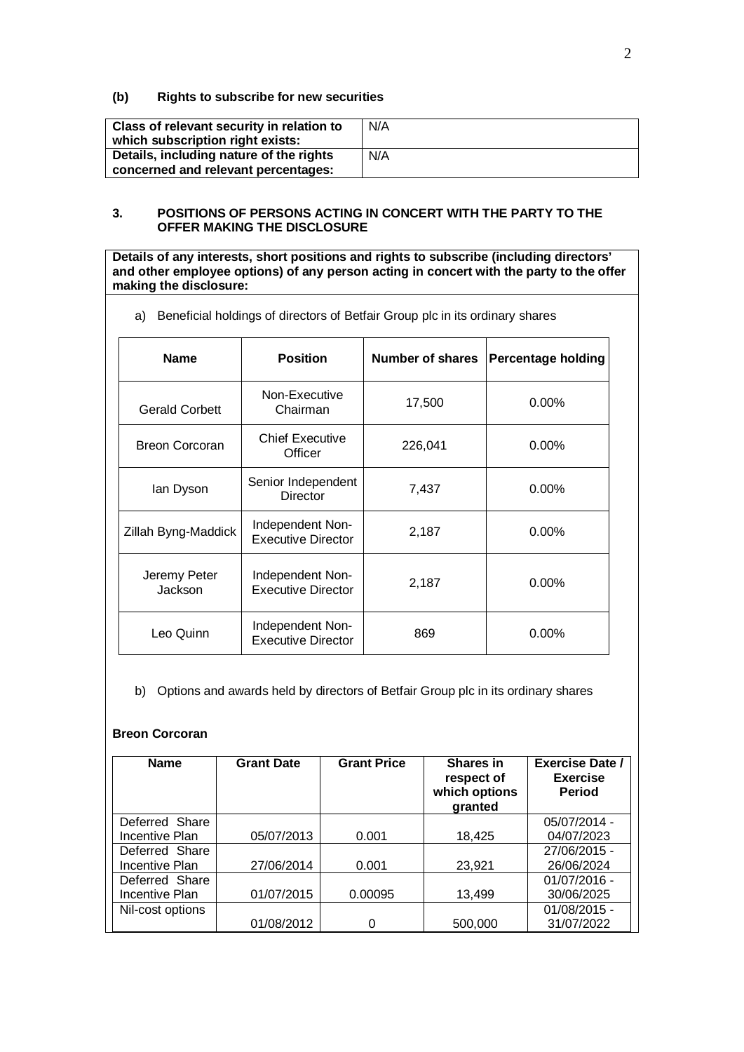### (b) Rights to subscribe for new securities

| Class of relevant security in relation to which subscription right exists: | N/A |
|---|---|
| **Details, including nature of the rights concerned and relevant percentages:** | N/A |

### 3. POSITIONS OF PERSONS ACTING IN CONCERT WITH THE PARTY TO THE OFFER MAKING THE DISCLOSURE

**Details of any interests, short positions and rights to subscribe (including directors' and other employee options) of any person acting in concert with the party to the offer making the disclosure:**

a) Beneficial holdings of directors of Betfair Group plc in its ordinary shares

| Name | Position | Number of shares | Percentage holding |
|---|---|---|---|
| Gerald Corbett | Non-Executive Chairman | 17,500 | 0.00% |
| Breon Corcoran | Chief Executive Officer | 226,041 | 0.00% |
| Ian Dyson | Senior Independent Director | 7,437 | 0.00% |
| Zillah Byng-Maddick | Independent Non-Executive Director | 2,187 | 0.00% |
| Jeremy Peter Jackson | Independent Non-Executive Director | 2,187 | 0.00% |
| Leo Quinn | Independent Non-Executive Director | 869 | 0.00% |

b) Options and awards held by directors of Betfair Group plc in its ordinary shares

**Breon Corcoran**

| Name | Grant Date | Grant Price | Shares in respect of which options granted | Exercise Date / Exercise Period |
|---|---|---|---|---|
| Deferred Share Incentive Plan | 05/07/2013 | 0.001 | 18,425 | 05/07/2014 - 04/07/2023 |
| Deferred Share Incentive Plan | 27/06/2014 | 0.001 | 23,921 | 27/06/2015 - 26/06/2024 |
| Deferred Share Incentive Plan | 01/07/2015 | 0.00095 | 13,499 | 01/07/2016 - 30/06/2025 |
| Nil-cost options | 01/08/2012 | 0 | 500,000 | 01/08/2015 - 31/07/2022 |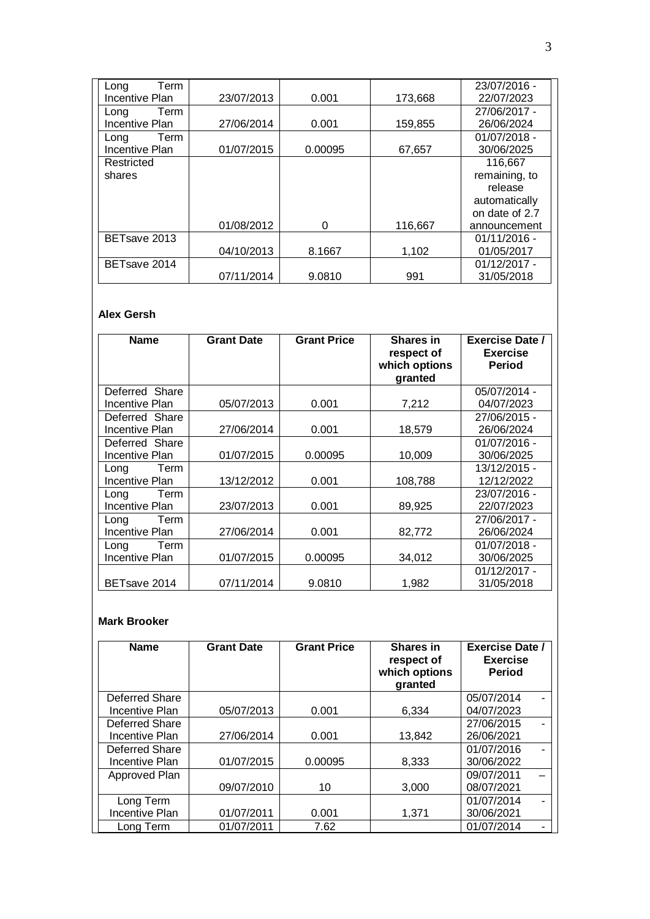| Long Term Incentive Plan | 23/07/2013 | 0.001 | 173,668 | 23/07/2016 - 22/07/2023 |
|---|---|---|---|---|
| Long Term Incentive Plan | 27/06/2014 | 0.001 | 159,855 | 27/06/2017 - 26/06/2024 |
| Long Term Incentive Plan | 01/07/2015 | 0.00095 | 67,657 | 01/07/2018 - 30/06/2025 |
| Restricted shares | 01/08/2012 | 0 | 116,667 | 116,667 remaining, to release automatically on date of 2.7 announcement |
| BETsave 2013 | 04/10/2013 | 8.1667 | 1,102 | 01/11/2016 - 01/05/2017 |
| BETsave 2014 | 07/11/2014 | 9.0810 | 991 | 01/12/2017 - 31/05/2018 |

**Alex Gersh**

| Name | Grant Date | Grant Price | Shares in respect of which options granted | Exercise Date / Exercise Period |
|---|---|---|---|---|
| Deferred Share Incentive Plan | 05/07/2013 | 0.001 | 7,212 | 05/07/2014 - 04/07/2023 |
| Deferred Share Incentive Plan | 27/06/2014 | 0.001 | 18,579 | 27/06/2015 - 26/06/2024 |
| Deferred Share Incentive Plan | 01/07/2015 | 0.00095 | 10,009 | 01/07/2016 - 30/06/2025 |
| Long Term Incentive Plan | 13/12/2012 | 0.001 | 108,788 | 13/12/2015 - 12/12/2022 |
| Long Term Incentive Plan | 23/07/2013 | 0.001 | 89,925 | 23/07/2016 - 22/07/2023 |
| Long Term Incentive Plan | 27/06/2014 | 0.001 | 82,772 | 27/06/2017 - 26/06/2024 |
| Long Term Incentive Plan | 01/07/2015 | 0.00095 | 34,012 | 01/07/2018 - 30/06/2025 |
| BETsave 2014 | 07/11/2014 | 9.0810 | 1,982 | 01/12/2017 - 31/05/2018 |

**Mark Brooker**

| Name | Grant Date | Grant Price | Shares in respect of which options granted | Exercise Date / Exercise Period |
|---|---|---|---|---|
| Deferred Share Incentive Plan | 05/07/2013 | 0.001 | 6,334 | 05/07/2014 - 04/07/2023 |
| Deferred Share Incentive Plan | 27/06/2014 | 0.001 | 13,842 | 27/06/2015 - 26/06/2021 |
| Deferred Share Incentive Plan | 01/07/2015 | 0.00095 | 8,333 | 01/07/2016 - 30/06/2022 |
| Approved Plan | 09/07/2010 | 10 | 3,000 | 09/07/2011 – 08/07/2021 |
| Long Term Incentive Plan | 01/07/2011 | 0.001 | 1,371 | 01/07/2014 - 30/06/2021 |
| Long Term | 01/07/2011 | 7.62 | | 01/07/2014 - |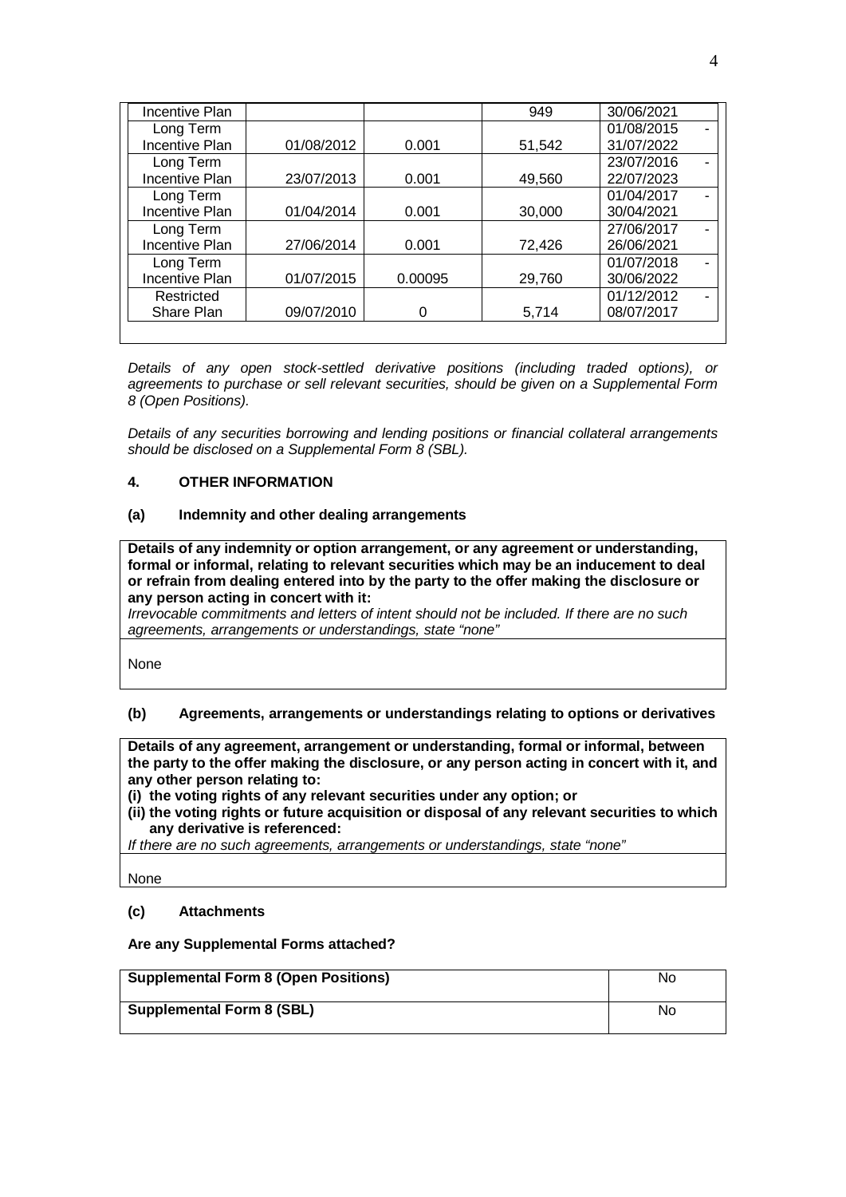| | | | | |
|---|---|---|---|---|
| Incentive Plan | | | 949 | 30/06/2021 |
| Long Term Incentive Plan | 01/08/2012 | 0.001 | 51,542 | 01/08/2015 - 31/07/2022 |
| Long Term Incentive Plan | 23/07/2013 | 0.001 | 49,560 | 23/07/2016 - 22/07/2023 |
| Long Term Incentive Plan | 01/04/2014 | 0.001 | 30,000 | 01/04/2017 - 30/04/2021 |
| Long Term Incentive Plan | 27/06/2014 | 0.001 | 72,426 | 27/06/2017 - 26/06/2021 |
| Long Term Incentive Plan | 01/07/2015 | 0.00095 | 29,760 | 01/07/2018 - 30/06/2022 |
| Restricted Share Plan | 09/07/2010 | 0 | 5,714 | 01/12/2012 - 08/07/2017 |

*Details of any open stock-settled derivative positions (including traded options), or agreements to purchase or sell relevant securities, should be given on a Supplemental Form 8 (Open Positions).*

*Details of any securities borrowing and lending positions or financial collateral arrangements should be disclosed on a Supplemental Form 8 (SBL).*

## 4. OTHER INFORMATION

### (a) Indemnity and other dealing arrangements

| **Details of any indemnity or option arrangement, or any agreement or understanding, formal or informal, relating to relevant securities which may be an inducement to deal or refrain from dealing entered into by the party to the offer making the disclosure or any person acting in concert with it:** *Irrevocable commitments and letters of intent should not be included. If there are no such agreements, arrangements or understandings, state "none"* |
|---|
| None |

### (b) Agreements, arrangements or understandings relating to options or derivatives

| **Details of any agreement, arrangement or understanding, formal or informal, between the party to the offer making the disclosure, or any person acting in concert with it, and any other person relating to:** **(i) the voting rights of any relevant securities under any option; or** **(ii) the voting rights or future acquisition or disposal of any relevant securities to which any derivative is referenced:** *If there are no such agreements, arrangements or understandings, state "none"* |
|---|
| None |

### (c) Attachments

**Are any Supplemental Forms attached?**

| | |
|---|---|
| **Supplemental Form 8 (Open Positions)** | No |
| **Supplemental Form 8 (SBL)** | No |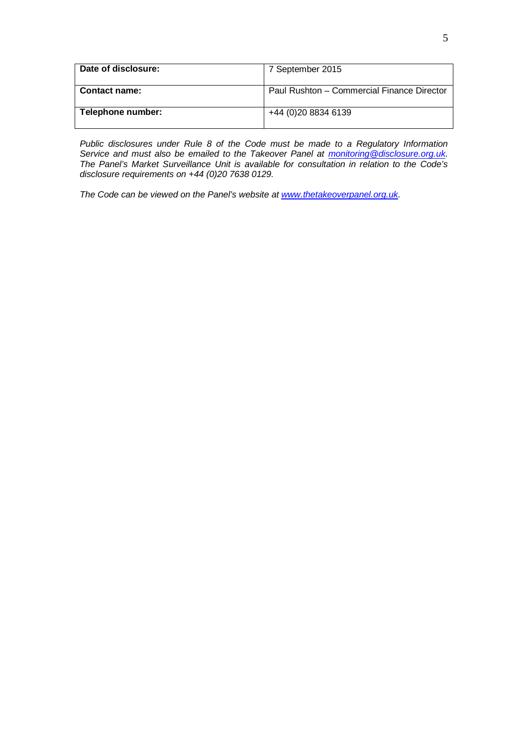| | |
|---|---|
| **Date of disclosure:** | 7 September 2015 |
| **Contact name:** | Paul Rushton – Commercial Finance Director |
| **Telephone number:** | +44 (0)20 8834 6139 |

*Public disclosures under Rule 8 of the Code must be made to a Regulatory Information Service and must also be emailed to the Takeover Panel at monitoring@disclosure.org.uk. The Panel's Market Surveillance Unit is available for consultation in relation to the Code's disclosure requirements on +44 (0)20 7638 0129.*

*The Code can be viewed on the Panel's website at www.thetakeoverpanel.org.uk.*